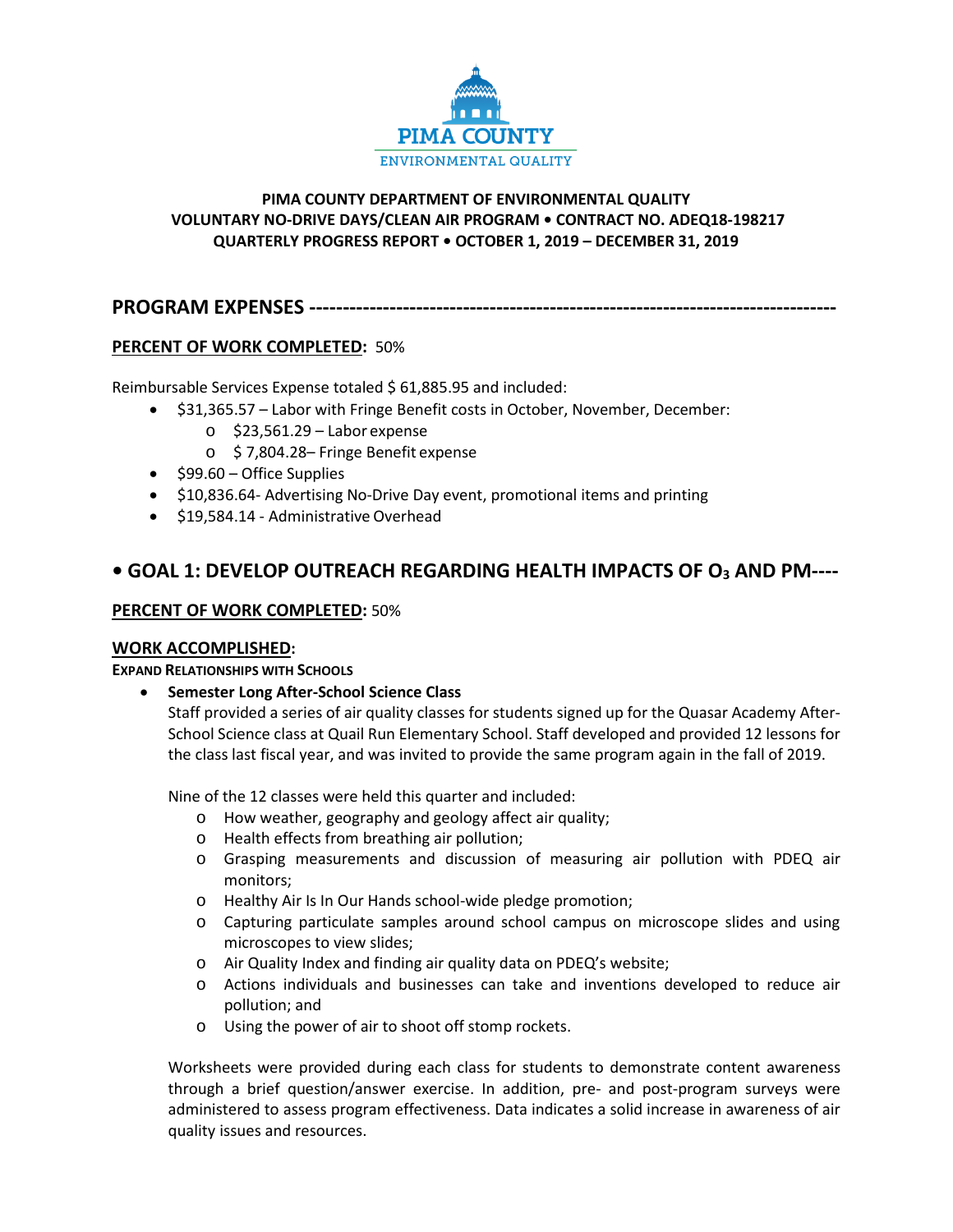PIMA COUNTY
ENVIRONMENTAL QUALITY

**PIMA COUNTY DEPARTMENT OF ENVIRONMENTAL QUALITY**
**VOLUNTARY NO-DRIVE DAYS/CLEAN AIR PROGRAM • CONTRACT NO. ADEQ18-198217**
**QUARTERLY PROGRESS REPORT • OCTOBER 1, 2019 – DECEMBER 31, 2019**

## PROGRAM EXPENSES ----------------------------------------------------------------------------

**PERCENT OF WORK COMPLETED:** 50%

Reimbursable Services Expense totaled $ 61,885.95 and included:

- $31,365.57 – Labor with Fringe Benefit costs in October, November, December:
  - $23,561.29 – Labor expense
  - $ 7,804.28– Fringe Benefit expense
- $99.60 – Office Supplies
- $10,836.64- Advertising No-Drive Day event, promotional items and printing
- $19,584.14 - Administrative Overhead

## • GOAL 1: DEVELOP OUTREACH REGARDING HEALTH IMPACTS OF $O_3$ AND PM----

**PERCENT OF WORK COMPLETED:** 50%

**WORK ACCOMPLISHED:**

**EXPAND RELATIONSHIPS WITH SCHOOLS**

- **Semester Long After-School Science Class**
  Staff provided a series of air quality classes for students signed up for the Quasar Academy After-School Science class at Quail Run Elementary School. Staff developed and provided 12 lessons for the class last fiscal year, and was invited to provide the same program again in the fall of 2019.

  Nine of the 12 classes were held this quarter and included:
  - How weather, geography and geology affect air quality;
  - Health effects from breathing air pollution;
  - Grasping measurements and discussion of measuring air pollution with PDEQ air monitors;
  - Healthy Air Is In Our Hands school-wide pledge promotion;
  - Capturing particulate samples around school campus on microscope slides and using microscopes to view slides;
  - Air Quality Index and finding air quality data on PDEQ's website;
  - Actions individuals and businesses can take and inventions developed to reduce air pollution; and
  - Using the power of air to shoot off stomp rockets.

  Worksheets were provided during each class for students to demonstrate content awareness through a brief question/answer exercise. In addition, pre- and post-program surveys were administered to assess program effectiveness. Data indicates a solid increase in awareness of air quality issues and resources.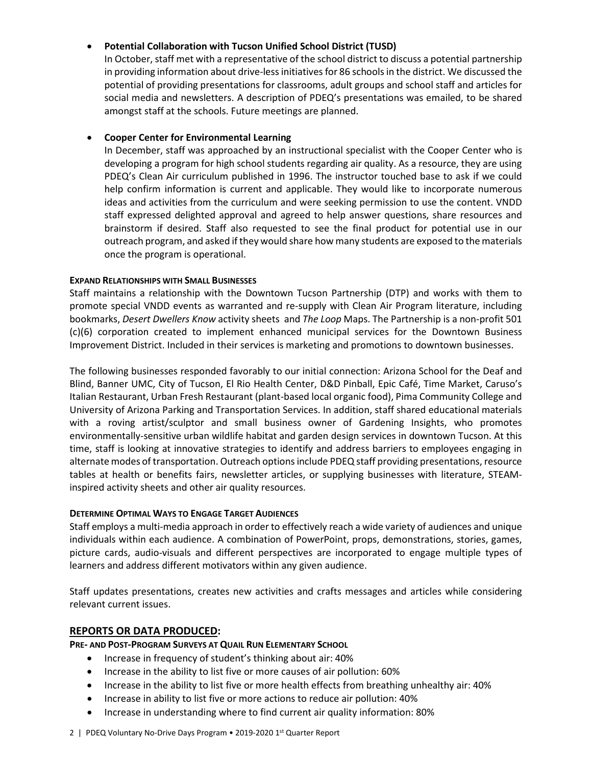- **Potential Collaboration with Tucson Unified School District (TUSD)**
  In October, staff met with a representative of the school district to discuss a potential partnership in providing information about drive-less initiatives for 86 schools in the district. We discussed the potential of providing presentations for classrooms, adult groups and school staff and articles for social media and newsletters. A description of PDEQ's presentations was emailed, to be shared amongst staff at the schools. Future meetings are planned.

- **Cooper Center for Environmental Learning**
  In December, staff was approached by an instructional specialist with the Cooper Center who is developing a program for high school students regarding air quality. As a resource, they are using PDEQ's Clean Air curriculum published in 1996. The instructor touched base to ask if we could help confirm information is current and applicable. They would like to incorporate numerous ideas and activities from the curriculum and were seeking permission to use the content. VNDD staff expressed delighted approval and agreed to help answer questions, share resources and brainstorm if desired. Staff also requested to see the final product for potential use in our outreach program, and asked if they would share how many students are exposed to the materials once the program is operational.

#### EXPAND RELATIONSHIPS WITH SMALL BUSINESSES

Staff maintains a relationship with the Downtown Tucson Partnership (DTP) and works with them to promote special VNDD events as warranted and re-supply with Clean Air Program literature, including bookmarks, *Desert Dwellers Know* activity sheets and *The Loop* Maps. The Partnership is a non-profit 501 (c)(6) corporation created to implement enhanced municipal services for the Downtown Business Improvement District. Included in their services is marketing and promotions to downtown businesses.

The following businesses responded favorably to our initial connection: Arizona School for the Deaf and Blind, Banner UMC, City of Tucson, El Rio Health Center, D&D Pinball, Epic Café, Time Market, Caruso's Italian Restaurant, Urban Fresh Restaurant (plant-based local organic food), Pima Community College and University of Arizona Parking and Transportation Services. In addition, staff shared educational materials with a roving artist/sculptor and small business owner of Gardening Insights, who promotes environmentally-sensitive urban wildlife habitat and garden design services in downtown Tucson. At this time, staff is looking at innovative strategies to identify and address barriers to employees engaging in alternate modes of transportation. Outreach options include PDEQ staff providing presentations, resource tables at health or benefits fairs, newsletter articles, or supplying businesses with literature, STEAM-inspired activity sheets and other air quality resources.

#### DETERMINE OPTIMAL WAYS TO ENGAGE TARGET AUDIENCES

Staff employs a multi-media approach in order to effectively reach a wide variety of audiences and unique individuals within each audience. A combination of PowerPoint, props, demonstrations, stories, games, picture cards, audio-visuals and different perspectives are incorporated to engage multiple types of learners and address different motivators within any given audience.

Staff updates presentations, creates new activities and crafts messages and articles while considering relevant current issues.

## REPORTS OR DATA PRODUCED:

#### PRE- AND POST-PROGRAM SURVEYS AT QUAIL RUN ELEMENTARY SCHOOL

- Increase in frequency of student's thinking about air: 40%
- Increase in the ability to list five or more causes of air pollution: 60%
- Increase in the ability to list five or more health effects from breathing unhealthy air: 40%
- Increase in ability to list five or more actions to reduce air pollution: 40%
- Increase in understanding where to find current air quality information: 80%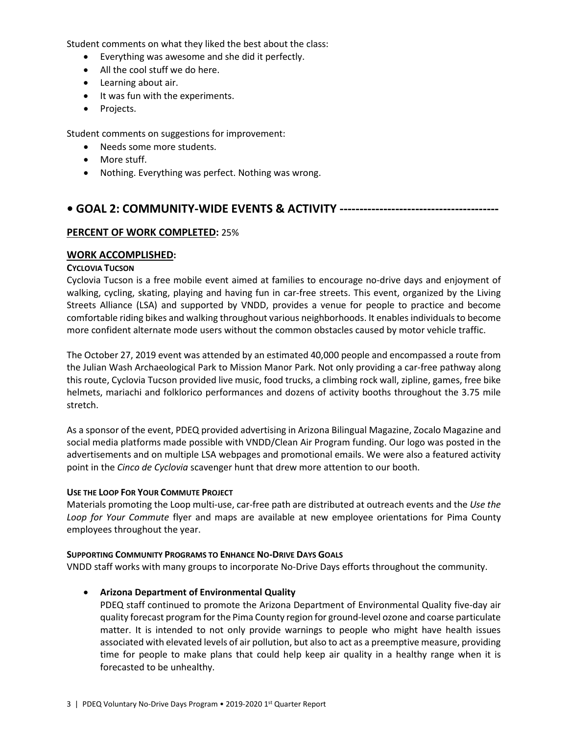Student comments on what they liked the best about the class:

- Everything was awesome and she did it perfectly.
- All the cool stuff we do here.
- Learning about air.
- It was fun with the experiments.
- Projects.

Student comments on suggestions for improvement:

- Needs some more students.
- More stuff.
- Nothing. Everything was perfect. Nothing was wrong.

## • GOAL 2: COMMUNITY-WIDE EVENTS & ACTIVITY ---------------------------------------

**PERCENT OF WORK COMPLETED:** 25%

### WORK ACCOMPLISHED:

**CYCLOVIA TUCSON**

Cyclovia Tucson is a free mobile event aimed at families to encourage no-drive days and enjoyment of walking, cycling, skating, playing and having fun in car-free streets. This event, organized by the Living Streets Alliance (LSA) and supported by VNDD, provides a venue for people to practice and become comfortable riding bikes and walking throughout various neighborhoods. It enables individuals to become more confident alternate mode users without the common obstacles caused by motor vehicle traffic.

The October 27, 2019 event was attended by an estimated 40,000 people and encompassed a route from the Julian Wash Archaeological Park to Mission Manor Park. Not only providing a car-free pathway along this route, Cyclovia Tucson provided live music, food trucks, a climbing rock wall, zipline, games, free bike helmets, mariachi and folklorico performances and dozens of activity booths throughout the 3.75 mile stretch.

As a sponsor of the event, PDEQ provided advertising in Arizona Bilingual Magazine, Zocalo Magazine and social media platforms made possible with VNDD/Clean Air Program funding. Our logo was posted in the advertisements and on multiple LSA webpages and promotional emails. We were also a featured activity point in the *Cinco de Cyclovia* scavenger hunt that drew more attention to our booth.

**USE THE LOOP FOR YOUR COMMUTE PROJECT**

Materials promoting the Loop multi-use, car-free path are distributed at outreach events and the *Use the Loop for Your Commute* flyer and maps are available at new employee orientations for Pima County employees throughout the year.

**SUPPORTING COMMUNITY PROGRAMS TO ENHANCE NO-DRIVE DAYS GOALS**

VNDD staff works with many groups to incorporate No-Drive Days efforts throughout the community.

- **Arizona Department of Environmental Quality**
  PDEQ staff continued to promote the Arizona Department of Environmental Quality five-day air quality forecast program for the Pima County region for ground-level ozone and coarse particulate matter. It is intended to not only provide warnings to people who might have health issues associated with elevated levels of air pollution, but also to act as a preemptive measure, providing time for people to make plans that could help keep air quality in a healthy range when it is forecasted to be unhealthy.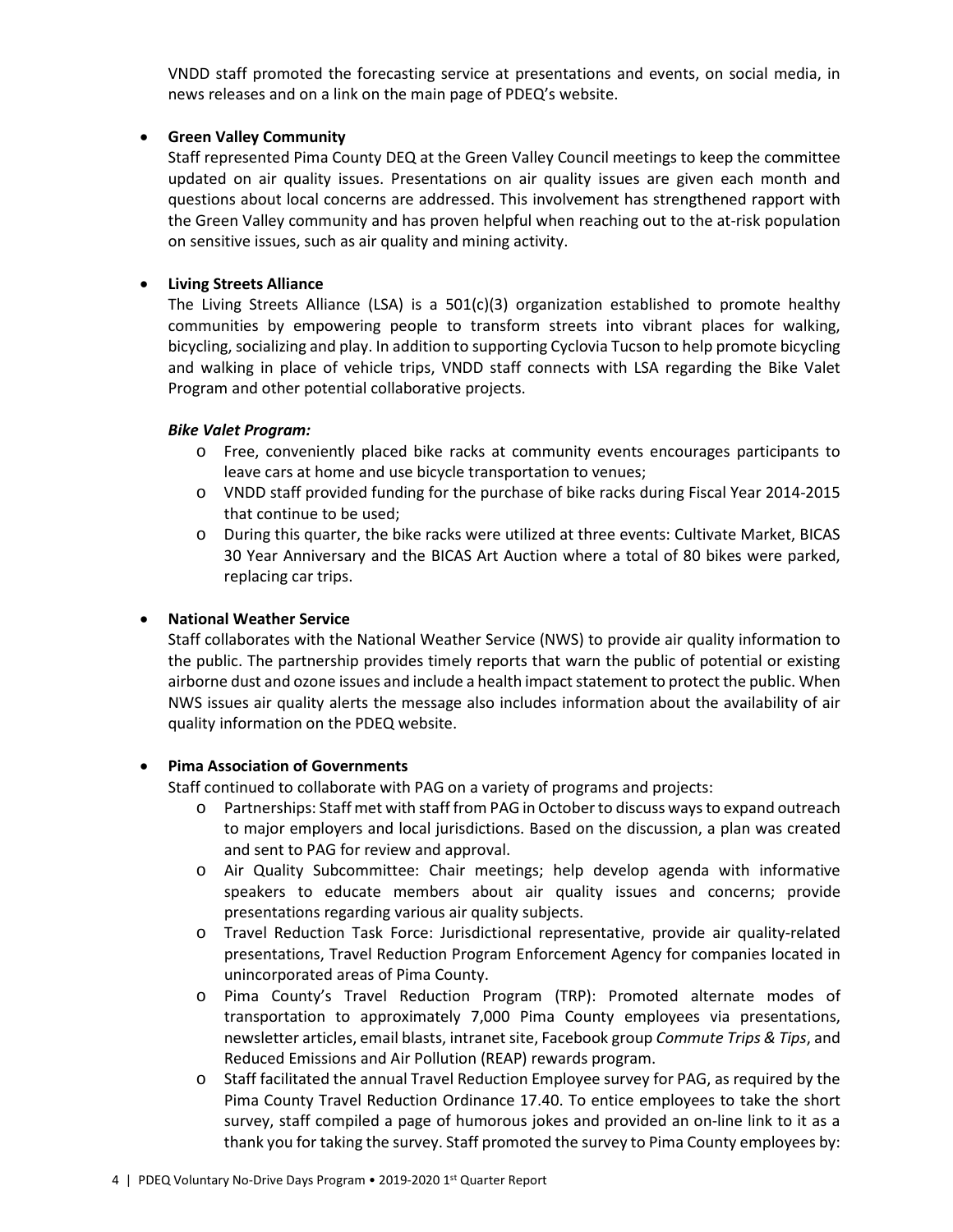VNDD staff promoted the forecasting service at presentations and events, on social media, in news releases and on a link on the main page of PDEQ's website.

- **Green Valley Community**

  Staff represented Pima County DEQ at the Green Valley Council meetings to keep the committee updated on air quality issues. Presentations on air quality issues are given each month and questions about local concerns are addressed. This involvement has strengthened rapport with the Green Valley community and has proven helpful when reaching out to the at-risk population on sensitive issues, such as air quality and mining activity.

- **Living Streets Alliance**

  The Living Streets Alliance (LSA) is a 501(c)(3) organization established to promote healthy communities by empowering people to transform streets into vibrant places for walking, bicycling, socializing and play. In addition to supporting Cyclovia Tucson to help promote bicycling and walking in place of vehicle trips, VNDD staff connects with LSA regarding the Bike Valet Program and other potential collaborative projects.

  ***Bike Valet Program:***

  - Free, conveniently placed bike racks at community events encourages participants to leave cars at home and use bicycle transportation to venues;
  - VNDD staff provided funding for the purchase of bike racks during Fiscal Year 2014-2015 that continue to be used;
  - During this quarter, the bike racks were utilized at three events: Cultivate Market, BICAS 30 Year Anniversary and the BICAS Art Auction where a total of 80 bikes were parked, replacing car trips.

- **National Weather Service**

  Staff collaborates with the National Weather Service (NWS) to provide air quality information to the public. The partnership provides timely reports that warn the public of potential or existing airborne dust and ozone issues and include a health impact statement to protect the public. When NWS issues air quality alerts the message also includes information about the availability of air quality information on the PDEQ website.

- **Pima Association of Governments**

  Staff continued to collaborate with PAG on a variety of programs and projects:

  - Partnerships: Staff met with staff from PAG in October to discuss ways to expand outreach to major employers and local jurisdictions. Based on the discussion, a plan was created and sent to PAG for review and approval.
  - Air Quality Subcommittee: Chair meetings; help develop agenda with informative speakers to educate members about air quality issues and concerns; provide presentations regarding various air quality subjects.
  - Travel Reduction Task Force: Jurisdictional representative, provide air quality-related presentations, Travel Reduction Program Enforcement Agency for companies located in unincorporated areas of Pima County.
  - Pima County's Travel Reduction Program (TRP): Promoted alternate modes of transportation to approximately 7,000 Pima County employees via presentations, newsletter articles, email blasts, intranet site, Facebook group *Commute Trips & Tips*, and Reduced Emissions and Air Pollution (REAP) rewards program.
  - Staff facilitated the annual Travel Reduction Employee survey for PAG, as required by the Pima County Travel Reduction Ordinance 17.40. To entice employees to take the short survey, staff compiled a page of humorous jokes and provided an on-line link to it as a thank you for taking the survey. Staff promoted the survey to Pima County employees by: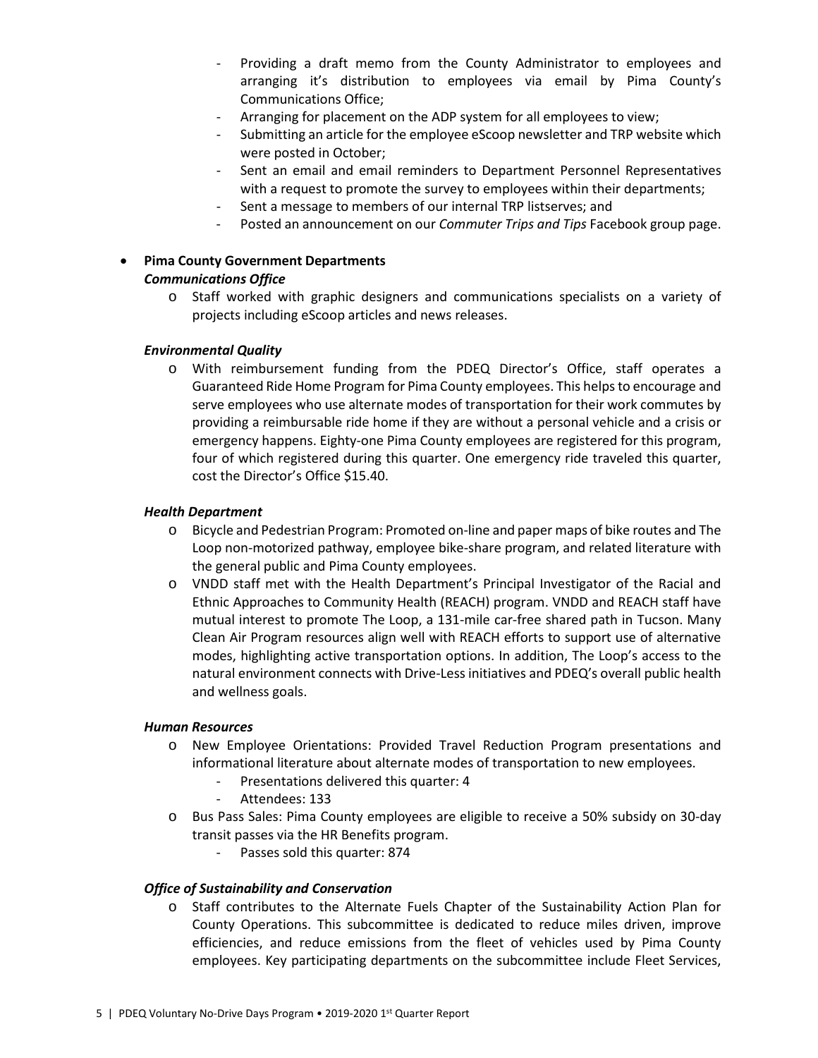- Providing a draft memo from the County Administrator to employees and arranging it's distribution to employees via email by Pima County's Communications Office;
- Arranging for placement on the ADP system for all employees to view;
- Submitting an article for the employee eScoop newsletter and TRP website which were posted in October;
- Sent an email and email reminders to Department Personnel Representatives with a request to promote the survey to employees within their departments;
- Sent a message to members of our internal TRP listserves; and
- Posted an announcement on our *Commuter Trips and Tips* Facebook group page.

- **Pima County Government Departments**

  ***Communications Office***

  - Staff worked with graphic designers and communications specialists on a variety of projects including eScoop articles and news releases.

  ***Environmental Quality***

  - With reimbursement funding from the PDEQ Director's Office, staff operates a Guaranteed Ride Home Program for Pima County employees. This helps to encourage and serve employees who use alternate modes of transportation for their work commutes by providing a reimbursable ride home if they are without a personal vehicle and a crisis or emergency happens. Eighty-one Pima County employees are registered for this program, four of which registered during this quarter. One emergency ride traveled this quarter, cost the Director's Office $15.40.

  ***Health Department***

  - Bicycle and Pedestrian Program: Promoted on-line and paper maps of bike routes and The Loop non-motorized pathway, employee bike-share program, and related literature with the general public and Pima County employees.
  - VNDD staff met with the Health Department's Principal Investigator of the Racial and Ethnic Approaches to Community Health (REACH) program. VNDD and REACH staff have mutual interest to promote The Loop, a 131-mile car-free shared path in Tucson. Many Clean Air Program resources align well with REACH efforts to support use of alternative modes, highlighting active transportation options. In addition, The Loop's access to the natural environment connects with Drive-Less initiatives and PDEQ's overall public health and wellness goals.

  ***Human Resources***

  - New Employee Orientations: Provided Travel Reduction Program presentations and informational literature about alternate modes of transportation to new employees.
    - Presentations delivered this quarter: 4
    - Attendees: 133
  - Bus Pass Sales: Pima County employees are eligible to receive a 50% subsidy on 30-day transit passes via the HR Benefits program.
    - Passes sold this quarter: 874

  ***Office of Sustainability and Conservation***

  - Staff contributes to the Alternate Fuels Chapter of the Sustainability Action Plan for County Operations. This subcommittee is dedicated to reduce miles driven, improve efficiencies, and reduce emissions from the fleet of vehicles used by Pima County employees. Key participating departments on the subcommittee include Fleet Services,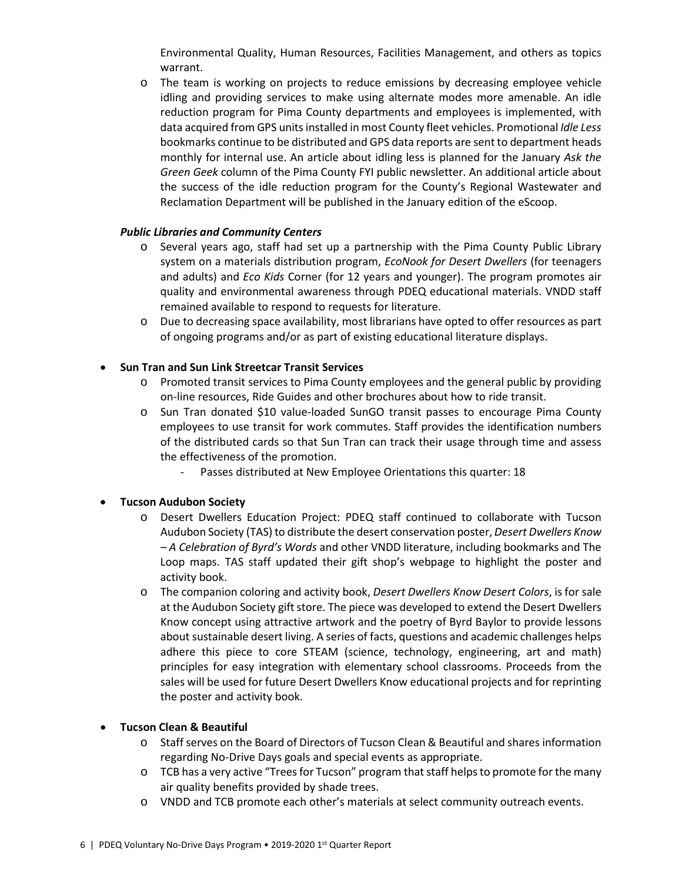Environmental Quality, Human Resources, Facilities Management, and others as topics warrant.
- The team is working on projects to reduce emissions by decreasing employee vehicle idling and providing services to make using alternate modes more amenable. An idle reduction program for Pima County departments and employees is implemented, with data acquired from GPS units installed in most County fleet vehicles. Promotional *Idle Less* bookmarks continue to be distributed and GPS data reports are sent to department heads monthly for internal use. An article about idling less is planned for the January *Ask the Green Geek* column of the Pima County FYI public newsletter. An additional article about the success of the idle reduction program for the County's Regional Wastewater and Reclamation Department will be published in the January edition of the eScoop.

***Public Libraries and Community Centers***

- Several years ago, staff had set up a partnership with the Pima County Public Library system on a materials distribution program, *EcoNook for Desert Dwellers* (for teenagers and adults) and *Eco Kids* Corner (for 12 years and younger). The program promotes air quality and environmental awareness through PDEQ educational materials. VNDD staff remained available to respond to requests for literature.
- Due to decreasing space availability, most librarians have opted to offer resources as part of ongoing programs and/or as part of existing educational literature displays.

- **Sun Tran and Sun Link Streetcar Transit Services**
  - Promoted transit services to Pima County employees and the general public by providing on-line resources, Ride Guides and other brochures about how to ride transit.
  - Sun Tran donated $10 value-loaded SunGO transit passes to encourage Pima County employees to use transit for work commutes. Staff provides the identification numbers of the distributed cards so that Sun Tran can track their usage through time and assess the effectiveness of the promotion.
    - Passes distributed at New Employee Orientations this quarter: 18

- **Tucson Audubon Society**
  - Desert Dwellers Education Project: PDEQ staff continued to collaborate with Tucson Audubon Society (TAS) to distribute the desert conservation poster, *Desert Dwellers Know – A Celebration of Byrd's Words* and other VNDD literature, including bookmarks and The Loop maps. TAS staff updated their gift shop's webpage to highlight the poster and activity book.
  - The companion coloring and activity book, *Desert Dwellers Know Desert Colors*, is for sale at the Audubon Society gift store. The piece was developed to extend the Desert Dwellers Know concept using attractive artwork and the poetry of Byrd Baylor to provide lessons about sustainable desert living. A series of facts, questions and academic challenges helps adhere this piece to core STEAM (science, technology, engineering, art and math) principles for easy integration with elementary school classrooms. Proceeds from the sales will be used for future Desert Dwellers Know educational projects and for reprinting the poster and activity book.

- **Tucson Clean & Beautiful**
  - Staff serves on the Board of Directors of Tucson Clean & Beautiful and shares information regarding No-Drive Days goals and special events as appropriate.
  - TCB has a very active "Trees for Tucson" program that staff helps to promote for the many air quality benefits provided by shade trees.
  - VNDD and TCB promote each other's materials at select community outreach events.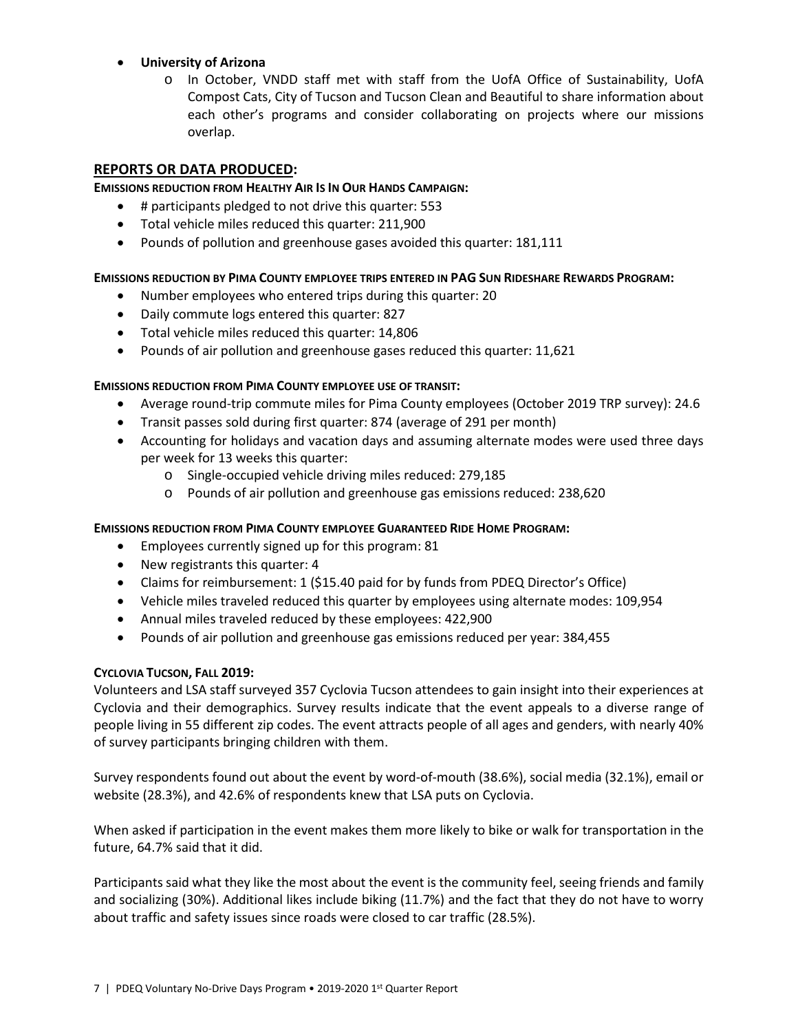- **University of Arizona**
  - In October, VNDD staff met with staff from the UofA Office of Sustainability, UofA Compost Cats, City of Tucson and Tucson Clean and Beautiful to share information about each other's programs and consider collaborating on projects where our missions overlap.

## REPORTS OR DATA PRODUCED:

**EMISSIONS REDUCTION FROM HEALTHY AIR IS IN OUR HANDS CAMPAIGN:**

- # participants pledged to not drive this quarter: 553
- Total vehicle miles reduced this quarter: 211,900
- Pounds of pollution and greenhouse gases avoided this quarter: 181,111

**EMISSIONS REDUCTION BY PIMA COUNTY EMPLOYEE TRIPS ENTERED IN PAG SUN RIDESHARE REWARDS PROGRAM:**

- Number employees who entered trips during this quarter: 20
- Daily commute logs entered this quarter: 827
- Total vehicle miles reduced this quarter: 14,806
- Pounds of air pollution and greenhouse gases reduced this quarter: 11,621

**EMISSIONS REDUCTION FROM PIMA COUNTY EMPLOYEE USE OF TRANSIT:**

- Average round-trip commute miles for Pima County employees (October 2019 TRP survey): 24.6
- Transit passes sold during first quarter: 874 (average of 291 per month)
- Accounting for holidays and vacation days and assuming alternate modes were used three days per week for 13 weeks this quarter:
  - Single-occupied vehicle driving miles reduced: 279,185
  - Pounds of air pollution and greenhouse gas emissions reduced: 238,620

**EMISSIONS REDUCTION FROM PIMA COUNTY EMPLOYEE GUARANTEED RIDE HOME PROGRAM:**

- Employees currently signed up for this program: 81
- New registrants this quarter: 4
- Claims for reimbursement: 1 ($15.40 paid for by funds from PDEQ Director's Office)
- Vehicle miles traveled reduced this quarter by employees using alternate modes: 109,954
- Annual miles traveled reduced by these employees: 422,900
- Pounds of air pollution and greenhouse gas emissions reduced per year: 384,455

**CYCLOVIA TUCSON, FALL 2019:**

Volunteers and LSA staff surveyed 357 Cyclovia Tucson attendees to gain insight into their experiences at Cyclovia and their demographics. Survey results indicate that the event appeals to a diverse range of people living in 55 different zip codes. The event attracts people of all ages and genders, with nearly 40% of survey participants bringing children with them.

Survey respondents found out about the event by word-of-mouth (38.6%), social media (32.1%), email or website (28.3%), and 42.6% of respondents knew that LSA puts on Cyclovia.

When asked if participation in the event makes them more likely to bike or walk for transportation in the future, 64.7% said that it did.

Participants said what they like the most about the event is the community feel, seeing friends and family and socializing (30%). Additional likes include biking (11.7%) and the fact that they do not have to worry about traffic and safety issues since roads were closed to car traffic (28.5%).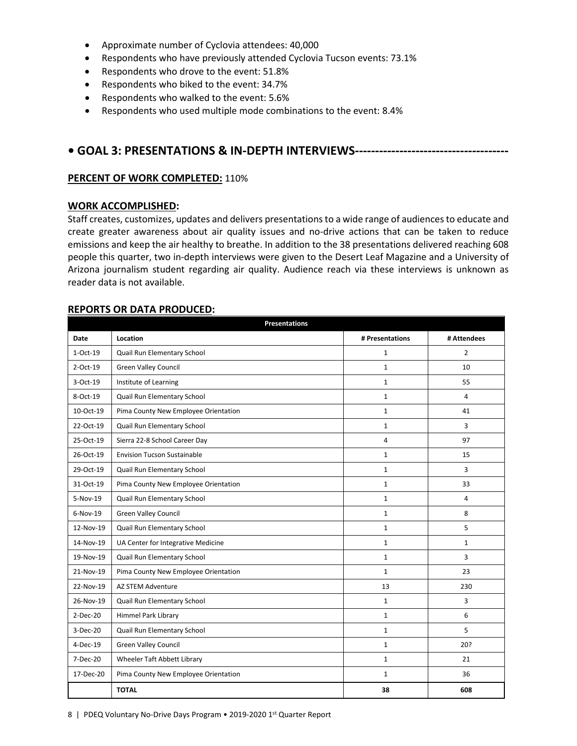- Approximate number of Cyclovia attendees: 40,000
- Respondents who have previously attended Cyclovia Tucson events: 73.1%
- Respondents who drove to the event: 51.8%
- Respondents who biked to the event: 34.7%
- Respondents who walked to the event: 5.6%
- Respondents who used multiple mode combinations to the event: 8.4%

## • GOAL 3: PRESENTATIONS & IN-DEPTH INTERVIEWS-------------------------------------

**PERCENT OF WORK COMPLETED:** 110%

**WORK ACCOMPLISHED:**

Staff creates, customizes, updates and delivers presentations to a wide range of audiences to educate and create greater awareness about air quality issues and no-drive actions that can be taken to reduce emissions and keep the air healthy to breathe. In addition to the 38 presentations delivered reaching 608 people this quarter, two in-depth interviews were given to the Desert Leaf Magazine and a University of Arizona journalism student regarding air quality. Audience reach via these interviews is unknown as reader data is not available.

**REPORTS OR DATA PRODUCED:**

| Presentations | | | |
|---|---|---|---|
| **Date** | **Location** | **# Presentations** | **# Attendees** |
| 1-Oct-19 | Quail Run Elementary School | 1 | 2 |
| 2-Oct-19 | Green Valley Council | 1 | 10 |
| 3-Oct-19 | Institute of Learning | 1 | 55 |
| 8-Oct-19 | Quail Run Elementary School | 1 | 4 |
| 10-Oct-19 | Pima County New Employee Orientation | 1 | 41 |
| 22-Oct-19 | Quail Run Elementary School | 1 | 3 |
| 25-Oct-19 | Sierra 22-8 School Career Day | 4 | 97 |
| 26-Oct-19 | Envision Tucson Sustainable | 1 | 15 |
| 29-Oct-19 | Quail Run Elementary School | 1 | 3 |
| 31-Oct-19 | Pima County New Employee Orientation | 1 | 33 |
| 5-Nov-19 | Quail Run Elementary School | 1 | 4 |
| 6-Nov-19 | Green Valley Council | 1 | 8 |
| 12-Nov-19 | Quail Run Elementary School | 1 | 5 |
| 14-Nov-19 | UA Center for Integrative Medicine | 1 | 1 |
| 19-Nov-19 | Quail Run Elementary School | 1 | 3 |
| 21-Nov-19 | Pima County New Employee Orientation | 1 | 23 |
| 22-Nov-19 | AZ STEM Adventure | 13 | 230 |
| 26-Nov-19 | Quail Run Elementary School | 1 | 3 |
| 2-Dec-20 | Himmel Park Library | 1 | 6 |
| 3-Dec-20 | Quail Run Elementary School | 1 | 5 |
| 4-Dec-19 | Green Valley Council | 1 | 20? |
| 7-Dec-20 | Wheeler Taft Abbett Library | 1 | 21 |
| 17-Dec-20 | Pima County New Employee Orientation | 1 | 36 |
| | **TOTAL** | **38** | **608** |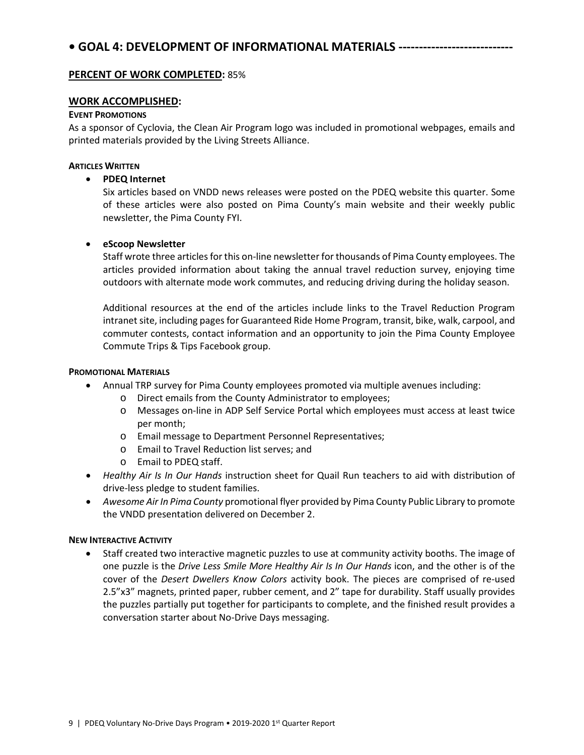## • GOAL 4: DEVELOPMENT OF INFORMATIONAL MATERIALS ---------------------------

**PERCENT OF WORK COMPLETED:** 85%

### WORK ACCOMPLISHED:

#### EVENT PROMOTIONS

As a sponsor of Cyclovia, the Clean Air Program logo was included in promotional webpages, emails and printed materials provided by the Living Streets Alliance.

#### ARTICLES WRITTEN

- **PDEQ Internet**

  Six articles based on VNDD news releases were posted on the PDEQ website this quarter. Some of these articles were also posted on Pima County's main website and their weekly public newsletter, the Pima County FYI.

- **eScoop Newsletter**

  Staff wrote three articles for this on-line newsletter for thousands of Pima County employees. The articles provided information about taking the annual travel reduction survey, enjoying time outdoors with alternate mode work commutes, and reducing driving during the holiday season.

  Additional resources at the end of the articles include links to the Travel Reduction Program intranet site, including pages for Guaranteed Ride Home Program, transit, bike, walk, carpool, and commuter contests, contact information and an opportunity to join the Pima County Employee Commute Trips & Tips Facebook group.

#### PROMOTIONAL MATERIALS

- Annual TRP survey for Pima County employees promoted via multiple avenues including:
  - Direct emails from the County Administrator to employees;
  - Messages on-line in ADP Self Service Portal which employees must access at least twice per month;
  - Email message to Department Personnel Representatives;
  - Email to Travel Reduction list serves; and
  - Email to PDEQ staff.
- *Healthy Air Is In Our Hands* instruction sheet for Quail Run teachers to aid with distribution of drive-less pledge to student families.
- *Awesome Air In Pima County* promotional flyer provided by Pima County Public Library to promote the VNDD presentation delivered on December 2.

#### NEW INTERACTIVE ACTIVITY

- Staff created two interactive magnetic puzzles to use at community activity booths. The image of one puzzle is the *Drive Less Smile More Healthy Air Is In Our Hands* icon, and the other is of the cover of the *Desert Dwellers Know Colors* activity book. The pieces are comprised of re-used 2.5"x3" magnets, printed paper, rubber cement, and 2" tape for durability. Staff usually provides the puzzles partially put together for participants to complete, and the finished result provides a conversation starter about No-Drive Days messaging.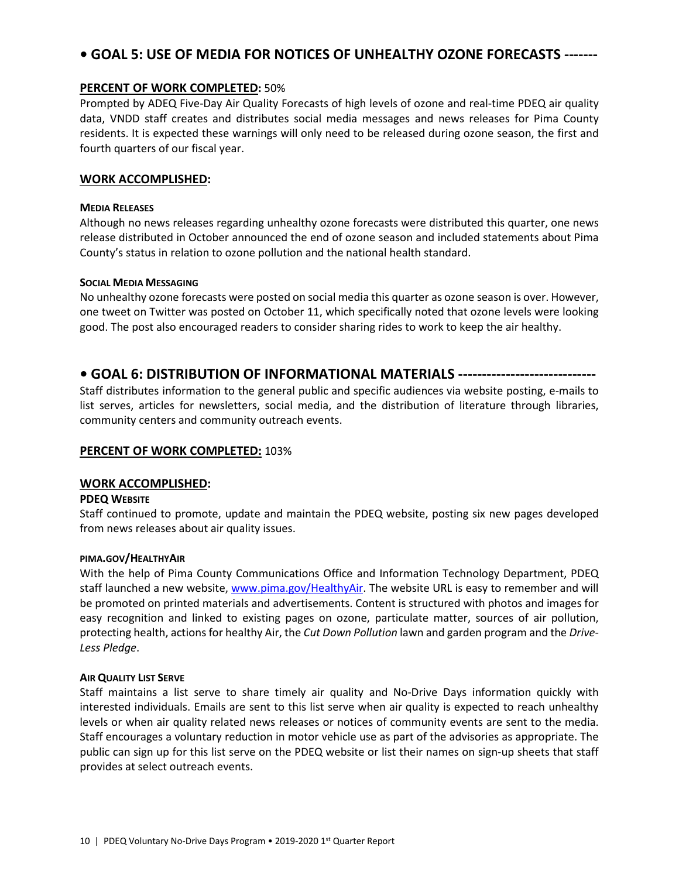## • GOAL 5: USE OF MEDIA FOR NOTICES OF UNHEALTHY OZONE FORECASTS -------

**PERCENT OF WORK COMPLETED:** 50%

Prompted by ADEQ Five-Day Air Quality Forecasts of high levels of ozone and real-time PDEQ air quality data, VNDD staff creates and distributes social media messages and news releases for Pima County residents. It is expected these warnings will only need to be released during ozone season, the first and fourth quarters of our fiscal year.

**WORK ACCOMPLISHED:**

**MEDIA RELEASES**

Although no news releases regarding unhealthy ozone forecasts were distributed this quarter, one news release distributed in October announced the end of ozone season and included statements about Pima County's status in relation to ozone pollution and the national health standard.

**SOCIAL MEDIA MESSAGING**

No unhealthy ozone forecasts were posted on social media this quarter as ozone season is over. However, one tweet on Twitter was posted on October 11, which specifically noted that ozone levels were looking good. The post also encouraged readers to consider sharing rides to work to keep the air healthy.

## • GOAL 6: DISTRIBUTION OF INFORMATIONAL MATERIALS ----------------------------

Staff distributes information to the general public and specific audiences via website posting, e-mails to list serves, articles for newsletters, social media, and the distribution of literature through libraries, community centers and community outreach events.

**PERCENT OF WORK COMPLETED:** 103%

**WORK ACCOMPLISHED:**

**PDEQ WEBSITE**

Staff continued to promote, update and maintain the PDEQ website, posting six new pages developed from news releases about air quality issues.

**PIMA.GOV/HEALTHYAIR**

With the help of Pima County Communications Office and Information Technology Department, PDEQ staff launched a new website, www.pima.gov/HealthyAir. The website URL is easy to remember and will be promoted on printed materials and advertisements. Content is structured with photos and images for easy recognition and linked to existing pages on ozone, particulate matter, sources of air pollution, protecting health, actions for healthy Air, the *Cut Down Pollution* lawn and garden program and the *Drive-Less Pledge*.

**AIR QUALITY LIST SERVE**

Staff maintains a list serve to share timely air quality and No-Drive Days information quickly with interested individuals. Emails are sent to this list serve when air quality is expected to reach unhealthy levels or when air quality related news releases or notices of community events are sent to the media. Staff encourages a voluntary reduction in motor vehicle use as part of the advisories as appropriate. The public can sign up for this list serve on the PDEQ website or list their names on sign-up sheets that staff provides at select outreach events.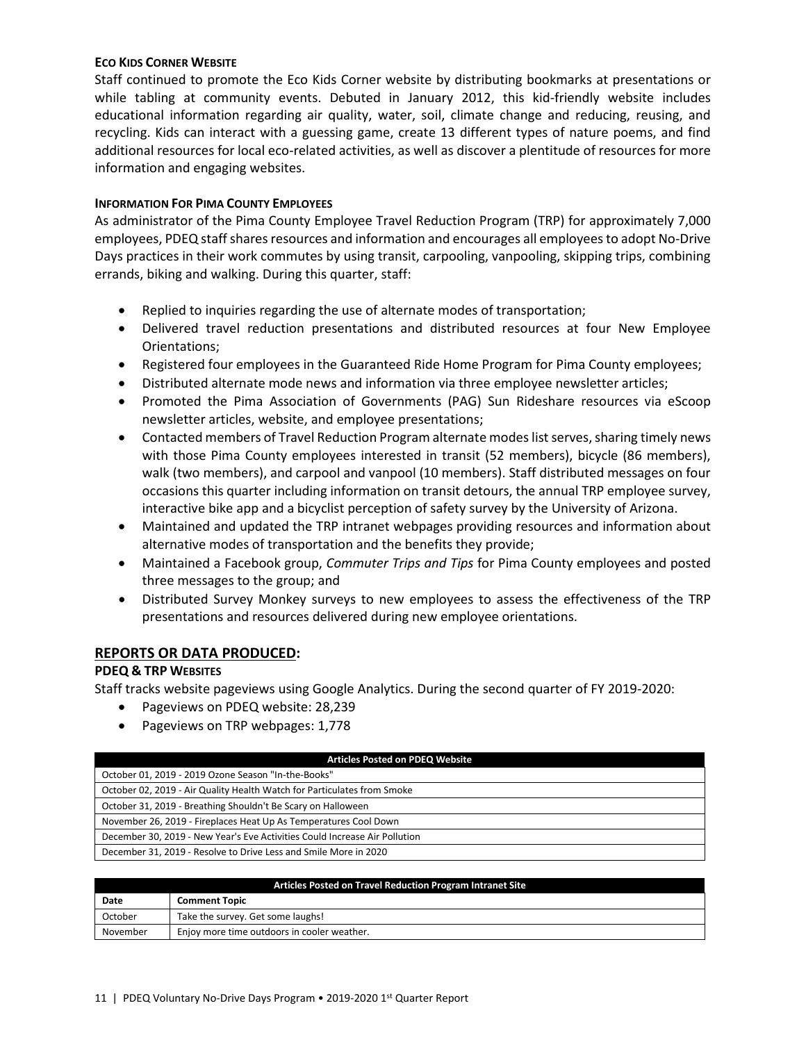#### ECO KIDS CORNER WEBSITE

Staff continued to promote the Eco Kids Corner website by distributing bookmarks at presentations or while tabling at community events. Debuted in January 2012, this kid-friendly website includes educational information regarding air quality, water, soil, climate change and reducing, reusing, and recycling. Kids can interact with a guessing game, create 13 different types of nature poems, and find additional resources for local eco-related activities, as well as discover a plentitude of resources for more information and engaging websites.

#### INFORMATION FOR PIMA COUNTY EMPLOYEES

As administrator of the Pima County Employee Travel Reduction Program (TRP) for approximately 7,000 employees, PDEQ staff shares resources and information and encourages all employees to adopt No-Drive Days practices in their work commutes by using transit, carpooling, vanpooling, skipping trips, combining errands, biking and walking. During this quarter, staff:

- Replied to inquiries regarding the use of alternate modes of transportation;
- Delivered travel reduction presentations and distributed resources at four New Employee Orientations;
- Registered four employees in the Guaranteed Ride Home Program for Pima County employees;
- Distributed alternate mode news and information via three employee newsletter articles;
- Promoted the Pima Association of Governments (PAG) Sun Rideshare resources via eScoop newsletter articles, website, and employee presentations;
- Contacted members of Travel Reduction Program alternate modes list serves, sharing timely news with those Pima County employees interested in transit (52 members), bicycle (86 members), walk (two members), and carpool and vanpool (10 members). Staff distributed messages on four occasions this quarter including information on transit detours, the annual TRP employee survey, interactive bike app and a bicyclist perception of safety survey by the University of Arizona.
- Maintained and updated the TRP intranet webpages providing resources and information about alternative modes of transportation and the benefits they provide;
- Maintained a Facebook group, *Commuter Trips and Tips* for Pima County employees and posted three messages to the group; and
- Distributed Survey Monkey surveys to new employees to assess the effectiveness of the TRP presentations and resources delivered during new employee orientations.

## REPORTS OR DATA PRODUCED:

#### PDEQ & TRP WEBSITES

Staff tracks website pageviews using Google Analytics. During the second quarter of FY 2019-2020:

- Pageviews on PDEQ website: 28,239
- Pageviews on TRP webpages: 1,778

| Articles Posted on PDEQ Website |
|---|
| October 01, 2019 - 2019 Ozone Season "In-the-Books" |
| October 02, 2019 - Air Quality Health Watch for Particulates from Smoke |
| October 31, 2019 - Breathing Shouldn't Be Scary on Halloween |
| November 26, 2019 - Fireplaces Heat Up As Temperatures Cool Down |
| December 30, 2019 - New Year's Eve Activities Could Increase Air Pollution |
| December 31, 2019 - Resolve to Drive Less and Smile More in 2020 |

| Articles Posted on Travel Reduction Program Intranet Site | |
|---|---|
| **Date** | **Comment Topic** |
| October | Take the survey. Get some laughs! |
| November | Enjoy more time outdoors in cooler weather. |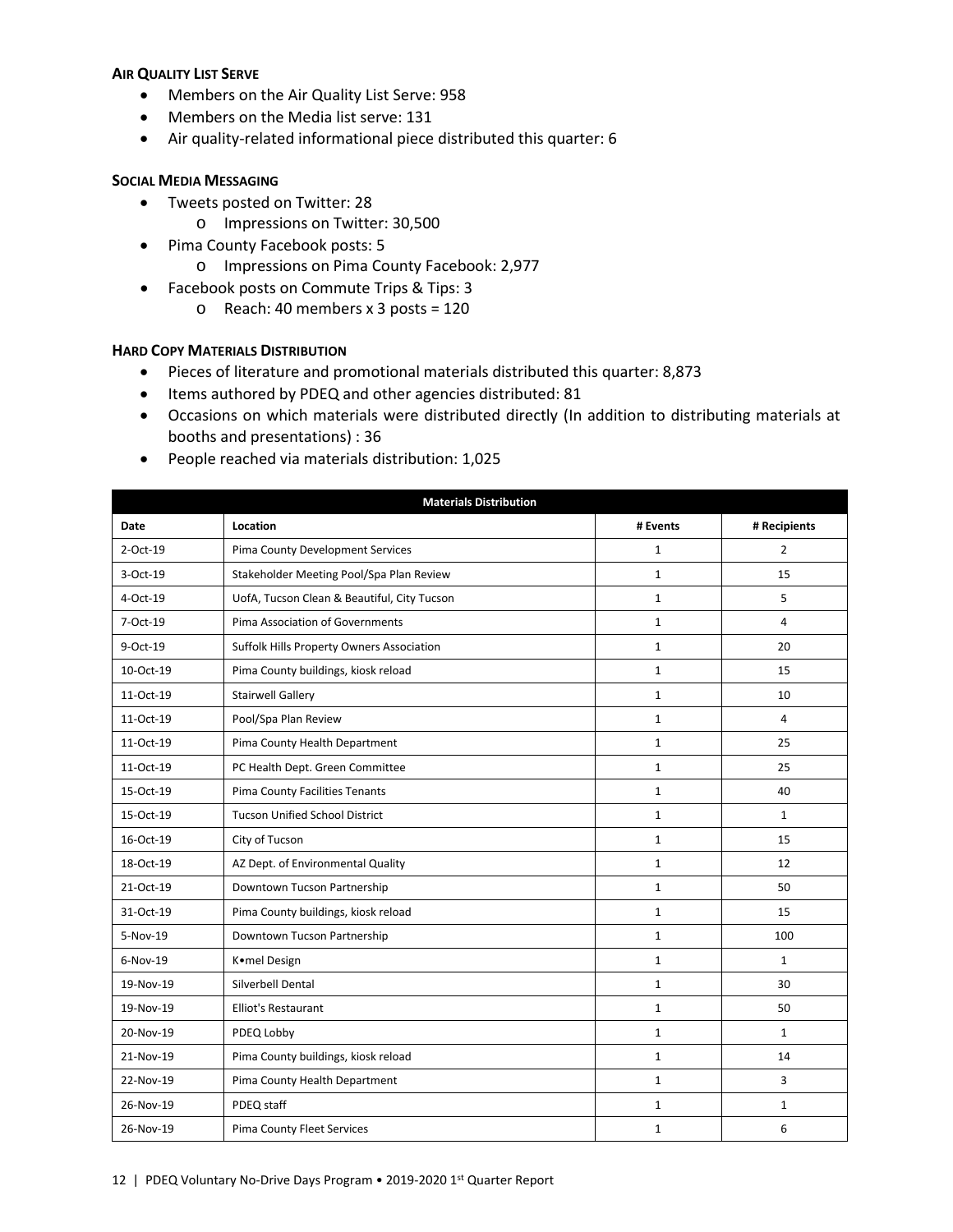#### AIR QUALITY LIST SERVE

- Members on the Air Quality List Serve: 958
- Members on the Media list serve: 131
- Air quality-related informational piece distributed this quarter: 6

#### SOCIAL MEDIA MESSAGING

- Tweets posted on Twitter: 28
  - Impressions on Twitter: 30,500
- Pima County Facebook posts: 5
  - Impressions on Pima County Facebook: 2,977
- Facebook posts on Commute Trips & Tips: 3
  - Reach: 40 members x 3 posts = 120

#### HARD COPY MATERIALS DISTRIBUTION

- Pieces of literature and promotional materials distributed this quarter: 8,873
- Items authored by PDEQ and other agencies distributed: 81
- Occasions on which materials were distributed directly (In addition to distributing materials at booths and presentations) : 36
- People reached via materials distribution: 1,025

| Materials Distribution | | | |
|---|---|---|---|
| **Date** | **Location** | **# Events** | **# Recipients** |
| 2-Oct-19 | Pima County Development Services | 1 | 2 |
| 3-Oct-19 | Stakeholder Meeting Pool/Spa Plan Review | 1 | 15 |
| 4-Oct-19 | UofA, Tucson Clean & Beautiful, City Tucson | 1 | 5 |
| 7-Oct-19 | Pima Association of Governments | 1 | 4 |
| 9-Oct-19 | Suffolk Hills Property Owners Association | 1 | 20 |
| 10-Oct-19 | Pima County buildings, kiosk reload | 1 | 15 |
| 11-Oct-19 | Stairwell Gallery | 1 | 10 |
| 11-Oct-19 | Pool/Spa Plan Review | 1 | 4 |
| 11-Oct-19 | Pima County Health Department | 1 | 25 |
| 11-Oct-19 | PC Health Dept. Green Committee | 1 | 25 |
| 15-Oct-19 | Pima County Facilities Tenants | 1 | 40 |
| 15-Oct-19 | Tucson Unified School District | 1 | 1 |
| 16-Oct-19 | City of Tucson | 1 | 15 |
| 18-Oct-19 | AZ Dept. of Environmental Quality | 1 | 12 |
| 21-Oct-19 | Downtown Tucson Partnership | 1 | 50 |
| 31-Oct-19 | Pima County buildings, kiosk reload | 1 | 15 |
| 5-Nov-19 | Downtown Tucson Partnership | 1 | 100 |
| 6-Nov-19 | K•mel Design | 1 | 1 |
| 19-Nov-19 | Silverbell Dental | 1 | 30 |
| 19-Nov-19 | Elliot's Restaurant | 1 | 50 |
| 20-Nov-19 | PDEQ Lobby | 1 | 1 |
| 21-Nov-19 | Pima County buildings, kiosk reload | 1 | 14 |
| 22-Nov-19 | Pima County Health Department | 1 | 3 |
| 26-Nov-19 | PDEQ staff | 1 | 1 |
| 26-Nov-19 | Pima County Fleet Services | 1 | 6 |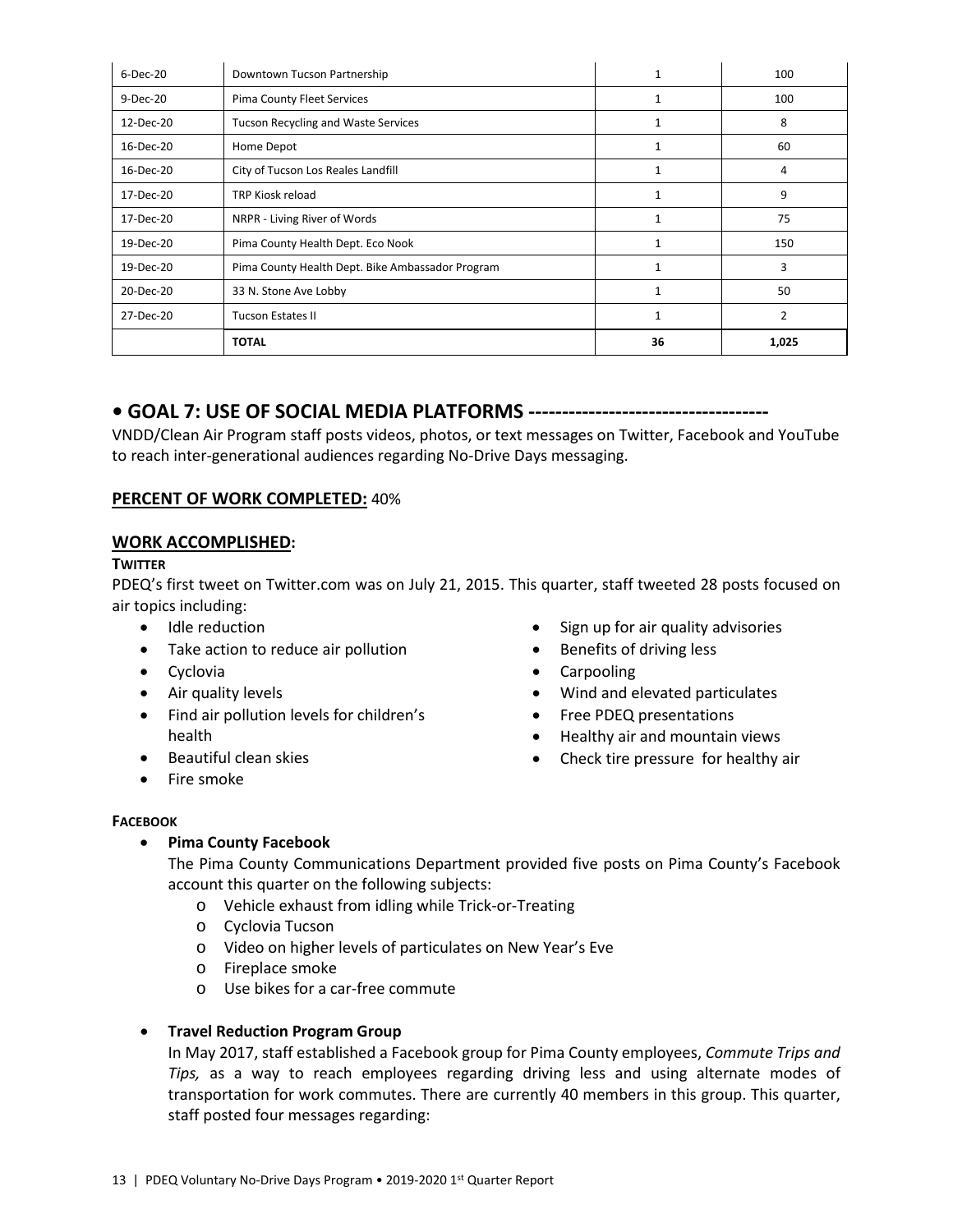| 6-Dec-20 | Downtown Tucson Partnership | 1 | 100 |
|---|---|---|---|
| 9-Dec-20 | Pima County Fleet Services | 1 | 100 |
| 12-Dec-20 | Tucson Recycling and Waste Services | 1 | 8 |
| 16-Dec-20 | Home Depot | 1 | 60 |
| 16-Dec-20 | City of Tucson Los Reales Landfill | 1 | 4 |
| 17-Dec-20 | TRP Kiosk reload | 1 | 9 |
| 17-Dec-20 | NRPR - Living River of Words | 1 | 75 |
| 19-Dec-20 | Pima County Health Dept. Eco Nook | 1 | 150 |
| 19-Dec-20 | Pima County Health Dept. Bike Ambassador Program | 1 | 3 |
| 20-Dec-20 | 33 N. Stone Ave Lobby | 1 | 50 |
| 27-Dec-20 | Tucson Estates II | 1 | 2 |
| | **TOTAL** | **36** | **1,025** |

## • GOAL 7: USE OF SOCIAL MEDIA PLATFORMS -----------------------------------

VNDD/Clean Air Program staff posts videos, photos, or text messages on Twitter, Facebook and YouTube to reach inter-generational audiences regarding No-Drive Days messaging.

**PERCENT OF WORK COMPLETED:** 40%

**WORK ACCOMPLISHED:**

**TWITTER**

PDEQ's first tweet on Twitter.com was on July 21, 2015. This quarter, staff tweeted 28 posts focused on air topics including:

- Idle reduction
- Take action to reduce air pollution
- Cyclovia
- Air quality levels
- Find air pollution levels for children's health
- Beautiful clean skies
- Fire smoke
- Sign up for air quality advisories
- Benefits of driving less
- Carpooling
- Wind and elevated particulates
- Free PDEQ presentations
- Healthy air and mountain views
- Check tire pressure for healthy air

**FACEBOOK**

- **Pima County Facebook**
  The Pima County Communications Department provided five posts on Pima County's Facebook account this quarter on the following subjects:
  - Vehicle exhaust from idling while Trick-or-Treating
  - Cyclovia Tucson
  - Video on higher levels of particulates on New Year's Eve
  - Fireplace smoke
  - Use bikes for a car-free commute

- **Travel Reduction Program Group**
  In May 2017, staff established a Facebook group for Pima County employees, *Commute Trips and Tips,* as a way to reach employees regarding driving less and using alternate modes of transportation for work commutes. There are currently 40 members in this group. This quarter, staff posted four messages regarding: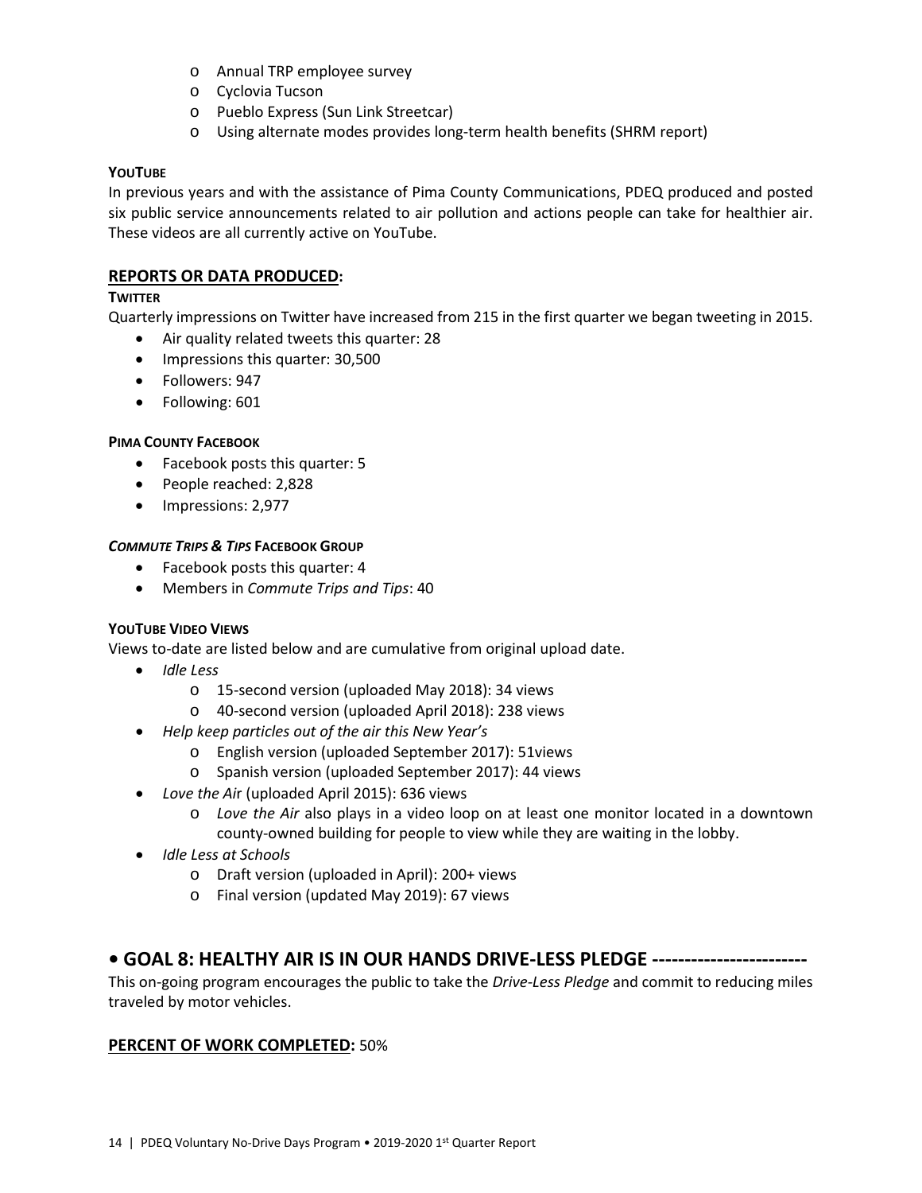- Annual TRP employee survey
- Cyclovia Tucson
- Pueblo Express (Sun Link Streetcar)
- Using alternate modes provides long-term health benefits (SHRM report)

**YOUTUBE**

In previous years and with the assistance of Pima County Communications, PDEQ produced and posted six public service announcements related to air pollution and actions people can take for healthier air. These videos are all currently active on YouTube.

## REPORTS OR DATA PRODUCED:

**TWITTER**

Quarterly impressions on Twitter have increased from 215 in the first quarter we began tweeting in 2015.

- Air quality related tweets this quarter: 28
- Impressions this quarter: 30,500
- Followers: 947
- Following: 601

**PIMA COUNTY FACEBOOK**

- Facebook posts this quarter: 5
- People reached: 2,828
- Impressions: 2,977

***COMMUTE TRIPS & TIPS* FACEBOOK GROUP**

- Facebook posts this quarter: 4
- Members in *Commute Trips and Tips*: 40

**YOUTUBE VIDEO VIEWS**

Views to-date are listed below and are cumulative from original upload date.

- *Idle Less*
  - 15-second version (uploaded May 2018): 34 views
  - 40-second version (uploaded April 2018): 238 views
- *Help keep particles out of the air this New Year's*
  - English version (uploaded September 2017): 51views
  - Spanish version (uploaded September 2017): 44 views
- *Love the Air* (uploaded April 2015): 636 views
  - *Love the Air* also plays in a video loop on at least one monitor located in a downtown county-owned building for people to view while they are waiting in the lobby.
- *Idle Less at Schools*
  - Draft version (uploaded in April): 200+ views
  - Final version (updated May 2019): 67 views

# • GOAL 8: HEALTHY AIR IS IN OUR HANDS DRIVE-LESS PLEDGE ------------------------

This on-going program encourages the public to take the *Drive-Less Pledge* and commit to reducing miles traveled by motor vehicles.

**PERCENT OF WORK COMPLETED:** 50%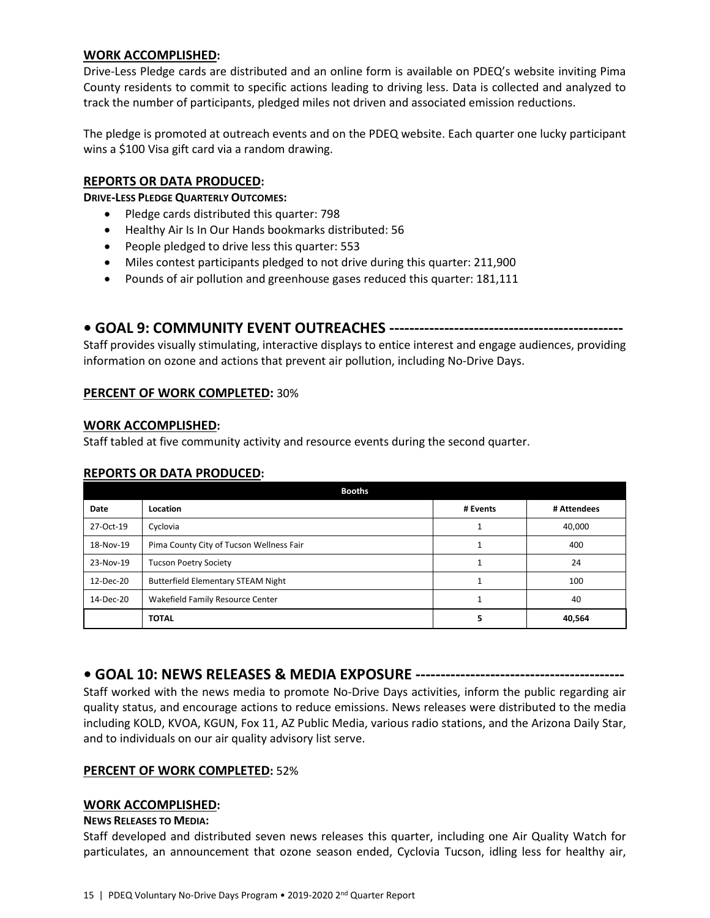**WORK ACCOMPLISHED:**

Drive-Less Pledge cards are distributed and an online form is available on PDEQ's website inviting Pima County residents to commit to specific actions leading to driving less. Data is collected and analyzed to track the number of participants, pledged miles not driven and associated emission reductions.

The pledge is promoted at outreach events and on the PDEQ website. Each quarter one lucky participant wins a $100 Visa gift card via a random drawing.

**REPORTS OR DATA PRODUCED:**

**DRIVE-LESS PLEDGE QUARTERLY OUTCOMES:**

- Pledge cards distributed this quarter: 798
- Healthy Air Is In Our Hands bookmarks distributed: 56
- People pledged to drive less this quarter: 553
- Miles contest participants pledged to not drive during this quarter: 211,900
- Pounds of air pollution and greenhouse gases reduced this quarter: 181,111

## • GOAL 9: COMMUNITY EVENT OUTREACHES ----------------------------------------------

Staff provides visually stimulating, interactive displays to entice interest and engage audiences, providing information on ozone and actions that prevent air pollution, including No-Drive Days.

**PERCENT OF WORK COMPLETED:** 30%

**WORK ACCOMPLISHED:**

Staff tabled at five community activity and resource events during the second quarter.

**REPORTS OR DATA PRODUCED:**

| Booths | | | |
|---|---|---|---|
| **Date** | **Location** | **# Events** | **# Attendees** |
| 27-Oct-19 | Cyclovia | 1 | 40,000 |
| 18-Nov-19 | Pima County City of Tucson Wellness Fair | 1 | 400 |
| 23-Nov-19 | Tucson Poetry Society | 1 | 24 |
| 12-Dec-20 | Butterfield Elementary STEAM Night | 1 | 100 |
| 14-Dec-20 | Wakefield Family Resource Center | 1 | 40 |
| | **TOTAL** | **5** | **40,564** |

## • GOAL 10: NEWS RELEASES & MEDIA EXPOSURE ------------------------------------------

Staff worked with the news media to promote No-Drive Days activities, inform the public regarding air quality status, and encourage actions to reduce emissions. News releases were distributed to the media including KOLD, KVOA, KGUN, Fox 11, AZ Public Media, various radio stations, and the Arizona Daily Star, and to individuals on our air quality advisory list serve.

**PERCENT OF WORK COMPLETED:** 52%

**WORK ACCOMPLISHED:**

**NEWS RELEASES TO MEDIA:**

Staff developed and distributed seven news releases this quarter, including one Air Quality Watch for particulates, an announcement that ozone season ended, Cyclovia Tucson, idling less for healthy air,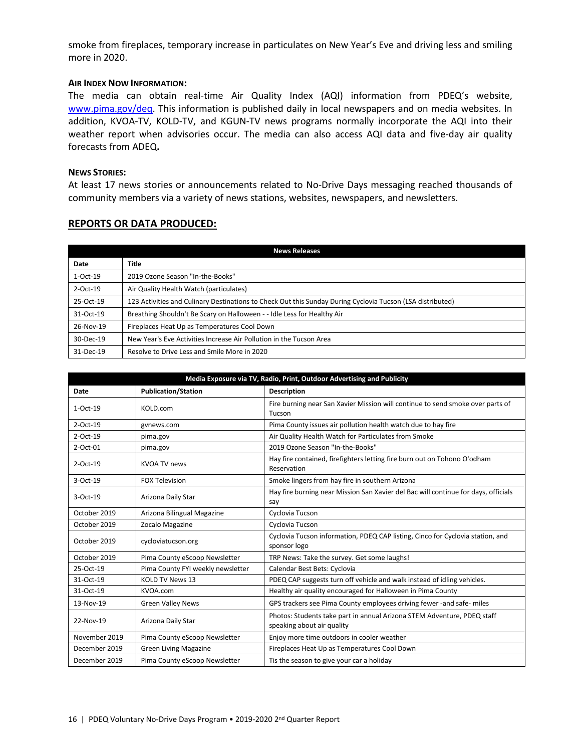smoke from fireplaces, temporary increase in particulates on New Year's Eve and driving less and smiling more in 2020.

**AIR INDEX NOW INFORMATION:**

The media can obtain real-time Air Quality Index (AQI) information from PDEQ's website, www.pima.gov/deq. This information is published daily in local newspapers and on media websites. In addition, KVOA-TV, KOLD-TV, and KGUN-TV news programs normally incorporate the AQI into their weather report when advisories occur. The media can also access AQI data and five-day air quality forecasts from ADEQ**.**

**NEWS STORIES:**

At least 17 news stories or announcements related to No-Drive Days messaging reached thousands of community members via a variety of news stations, websites, newspapers, and newsletters.

## REPORTS OR DATA PRODUCED:

| News Releases | |
|---|---|
| **Date** | **Title** |
| 1-Oct-19 | 2019 Ozone Season "In-the-Books" |
| 2-Oct-19 | Air Quality Health Watch (particulates) |
| 25-Oct-19 | 123 Activities and Culinary Destinations to Check Out this Sunday During Cyclovia Tucson (LSA distributed) |
| 31-Oct-19 | Breathing Shouldn't Be Scary on Halloween - - Idle Less for Healthy Air |
| 26-Nov-19 | Fireplaces Heat Up as Temperatures Cool Down |
| 30-Dec-19 | New Year's Eve Activities Increase Air Pollution in the Tucson Area |
| 31-Dec-19 | Resolve to Drive Less and Smile More in 2020 |

| Media Exposure via TV, Radio, Print, Outdoor Advertising and Publicity | | |
|---|---|---|
| **Date** | **Publication/Station** | **Description** |
| 1-Oct-19 | KOLD.com | Fire burning near San Xavier Mission will continue to send smoke over parts of Tucson |
| 2-Oct-19 | gvnews.com | Pima County issues air pollution health watch due to hay fire |
| 2-Oct-19 | pima.gov | Air Quality Health Watch for Particulates from Smoke |
| 2-Oct-01 | pima.gov | 2019 Ozone Season "In-the-Books" |
| 2-Oct-19 | KVOA TV news | Hay fire contained, firefighters letting fire burn out on Tohono O'odham Reservation |
| 3-Oct-19 | FOX Television | Smoke lingers from hay fire in southern Arizona |
| 3-Oct-19 | Arizona Daily Star | Hay fire burning near Mission San Xavier del Bac will continue for days, officials say |
| October 2019 | Arizona Bilingual Magazine | Cyclovia Tucson |
| October 2019 | Zocalo Magazine | Cyclovia Tucson |
| October 2019 | cycloviatucson.org | Cyclovia Tucson information, PDEQ CAP listing, Cinco for Cyclovia station, and sponsor logo |
| October 2019 | Pima County eScoop Newsletter | TRP News: Take the survey. Get some laughs! |
| 25-Oct-19 | Pima County FYI weekly newsletter | Calendar Best Bets: Cyclovia |
| 31-Oct-19 | KOLD TV News 13 | PDEQ CAP suggests turn off vehicle and walk instead of idling vehicles. |
| 31-Oct-19 | KVOA.com | Healthy air quality encouraged for Halloween in Pima County |
| 13-Nov-19 | Green Valley News | GPS trackers see Pima County employees driving fewer -and safe- miles |
| 22-Nov-19 | Arizona Daily Star | Photos: Students take part in annual Arizona STEM Adventure, PDEQ staff speaking about air quality |
| November 2019 | Pima County eScoop Newsletter | Enjoy more time outdoors in cooler weather |
| December 2019 | Green Living Magazine | Fireplaces Heat Up as Temperatures Cool Down |
| December 2019 | Pima County eScoop Newsletter | Tis the season to give your car a holiday |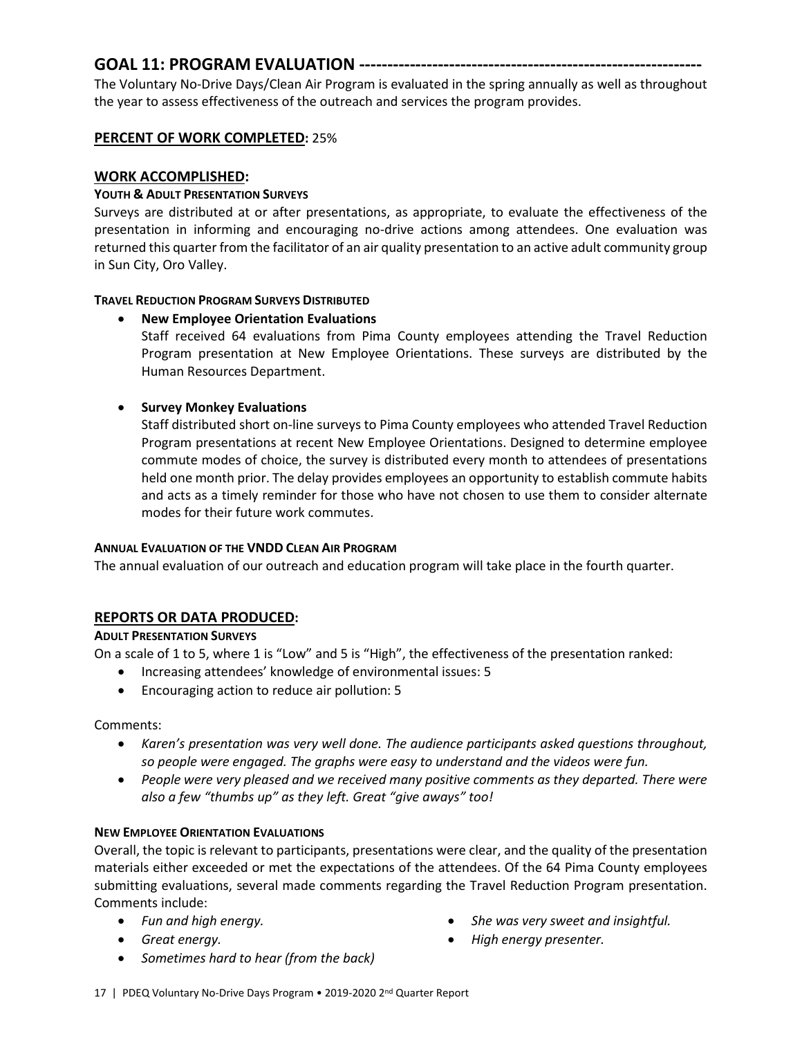## GOAL 11: PROGRAM EVALUATION ------------------------------------------------------------

The Voluntary No-Drive Days/Clean Air Program is evaluated in the spring annually as well as throughout the year to assess effectiveness of the outreach and services the program provides.

### PERCENT OF WORK COMPLETED: 25%

### WORK ACCOMPLISHED:

**YOUTH & ADULT PRESENTATION SURVEYS**

Surveys are distributed at or after presentations, as appropriate, to evaluate the effectiveness of the presentation in informing and encouraging no-drive actions among attendees. One evaluation was returned this quarter from the facilitator of an air quality presentation to an active adult community group in Sun City, Oro Valley.

**TRAVEL REDUCTION PROGRAM SURVEYS DISTRIBUTED**

- **New Employee Orientation Evaluations**
  Staff received 64 evaluations from Pima County employees attending the Travel Reduction Program presentation at New Employee Orientations. These surveys are distributed by the Human Resources Department.

- **Survey Monkey Evaluations**
  Staff distributed short on-line surveys to Pima County employees who attended Travel Reduction Program presentations at recent New Employee Orientations. Designed to determine employee commute modes of choice, the survey is distributed every month to attendees of presentations held one month prior. The delay provides employees an opportunity to establish commute habits and acts as a timely reminder for those who have not chosen to use them to consider alternate modes for their future work commutes.

**ANNUAL EVALUATION OF THE VNDD CLEAN AIR PROGRAM**

The annual evaluation of our outreach and education program will take place in the fourth quarter.

### REPORTS OR DATA PRODUCED:

**ADULT PRESENTATION SURVEYS**

On a scale of 1 to 5, where 1 is "Low" and 5 is "High", the effectiveness of the presentation ranked:

- Increasing attendees' knowledge of environmental issues: 5
- Encouraging action to reduce air pollution: 5

Comments:

- *Karen's presentation was very well done. The audience participants asked questions throughout, so people were engaged. The graphs were easy to understand and the videos were fun.*
- *People were very pleased and we received many positive comments as they departed. There were also a few "thumbs up" as they left. Great "give aways" too!*

**NEW EMPLOYEE ORIENTATION EVALUATIONS**

Overall, the topic is relevant to participants, presentations were clear, and the quality of the presentation materials either exceeded or met the expectations of the attendees. Of the 64 Pima County employees submitting evaluations, several made comments regarding the Travel Reduction Program presentation. Comments include:

- *Fun and high energy.*
- *Great energy.*
- *Sometimes hard to hear (from the back)*
- *She was very sweet and insightful.*
- *High energy presenter.*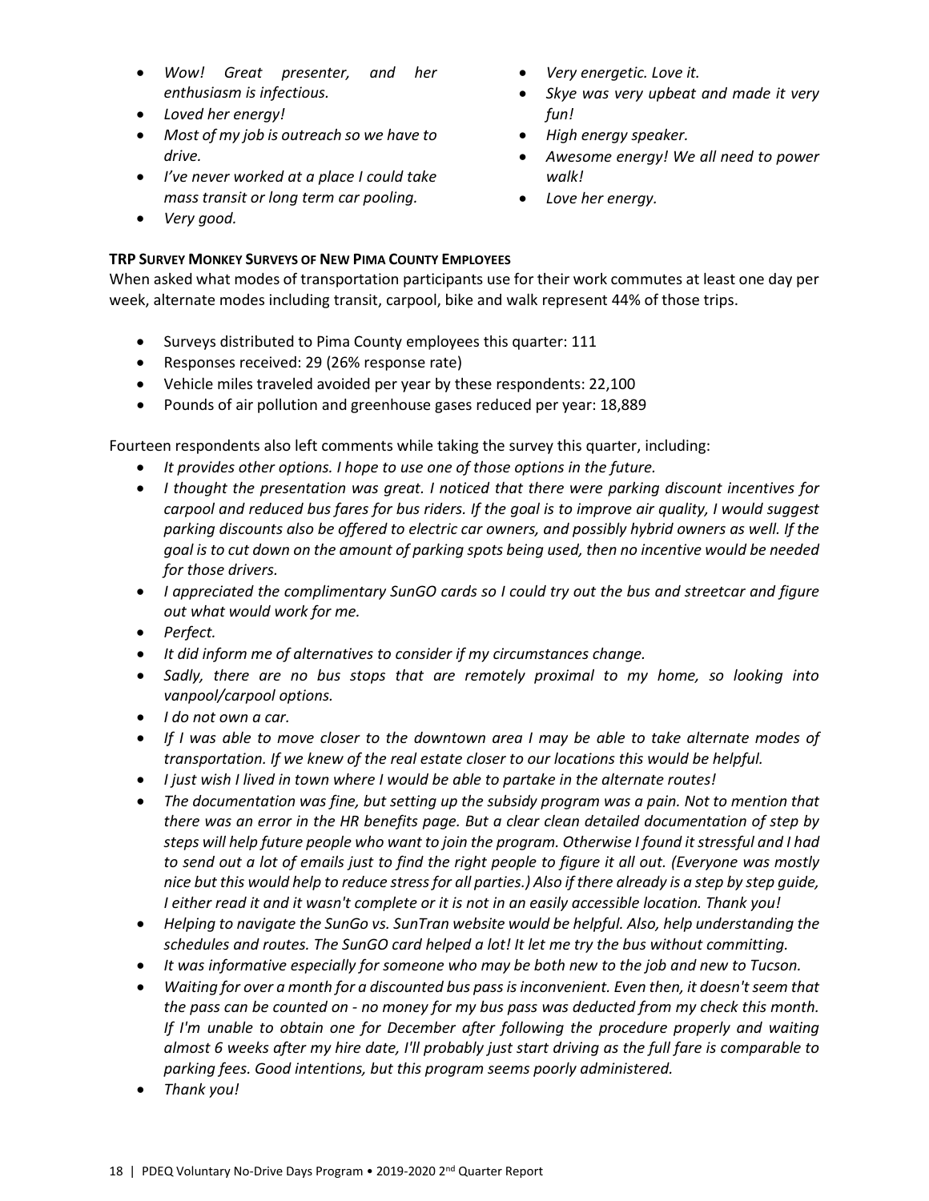- *Wow! Great presenter, and her enthusiasm is infectious.*
- *Loved her energy!*
- *Most of my job is outreach so we have to drive.*
- *I've never worked at a place I could take mass transit or long term car pooling.*
- *Very good.*
- *Very energetic. Love it.*
- *Skye was very upbeat and made it very fun!*
- *High energy speaker.*
- *Awesome energy! We all need to power walk!*
- *Love her energy.*

**TRP SURVEY MONKEY SURVEYS OF NEW PIMA COUNTY EMPLOYEES**

When asked what modes of transportation participants use for their work commutes at least one day per week, alternate modes including transit, carpool, bike and walk represent 44% of those trips.

- Surveys distributed to Pima County employees this quarter: 111
- Responses received: 29 (26% response rate)
- Vehicle miles traveled avoided per year by these respondents: 22,100
- Pounds of air pollution and greenhouse gases reduced per year: 18,889

Fourteen respondents also left comments while taking the survey this quarter, including:

- *It provides other options. I hope to use one of those options in the future.*
- *I thought the presentation was great. I noticed that there were parking discount incentives for carpool and reduced bus fares for bus riders. If the goal is to improve air quality, I would suggest parking discounts also be offered to electric car owners, and possibly hybrid owners as well. If the goal is to cut down on the amount of parking spots being used, then no incentive would be needed for those drivers.*
- *I appreciated the complimentary SunGO cards so I could try out the bus and streetcar and figure out what would work for me.*
- *Perfect.*
- *It did inform me of alternatives to consider if my circumstances change.*
- *Sadly, there are no bus stops that are remotely proximal to my home, so looking into vanpool/carpool options.*
- *I do not own a car.*
- *If I was able to move closer to the downtown area I may be able to take alternate modes of transportation. If we knew of the real estate closer to our locations this would be helpful.*
- *I just wish I lived in town where I would be able to partake in the alternate routes!*
- *The documentation was fine, but setting up the subsidy program was a pain. Not to mention that there was an error in the HR benefits page. But a clear clean detailed documentation of step by steps will help future people who want to join the program. Otherwise I found it stressful and I had to send out a lot of emails just to find the right people to figure it all out. (Everyone was mostly nice but this would help to reduce stress for all parties.) Also if there already is a step by step guide, I either read it and it wasn't complete or it is not in an easily accessible location. Thank you!*
- *Helping to navigate the SunGo vs. SunTran website would be helpful. Also, help understanding the schedules and routes. The SunGO card helped a lot! It let me try the bus without committing.*
- *It was informative especially for someone who may be both new to the job and new to Tucson.*
- *Waiting for over a month for a discounted bus pass is inconvenient. Even then, it doesn't seem that the pass can be counted on - no money for my bus pass was deducted from my check this month. If I'm unable to obtain one for December after following the procedure properly and waiting almost 6 weeks after my hire date, I'll probably just start driving as the full fare is comparable to parking fees. Good intentions, but this program seems poorly administered.*
- *Thank you!*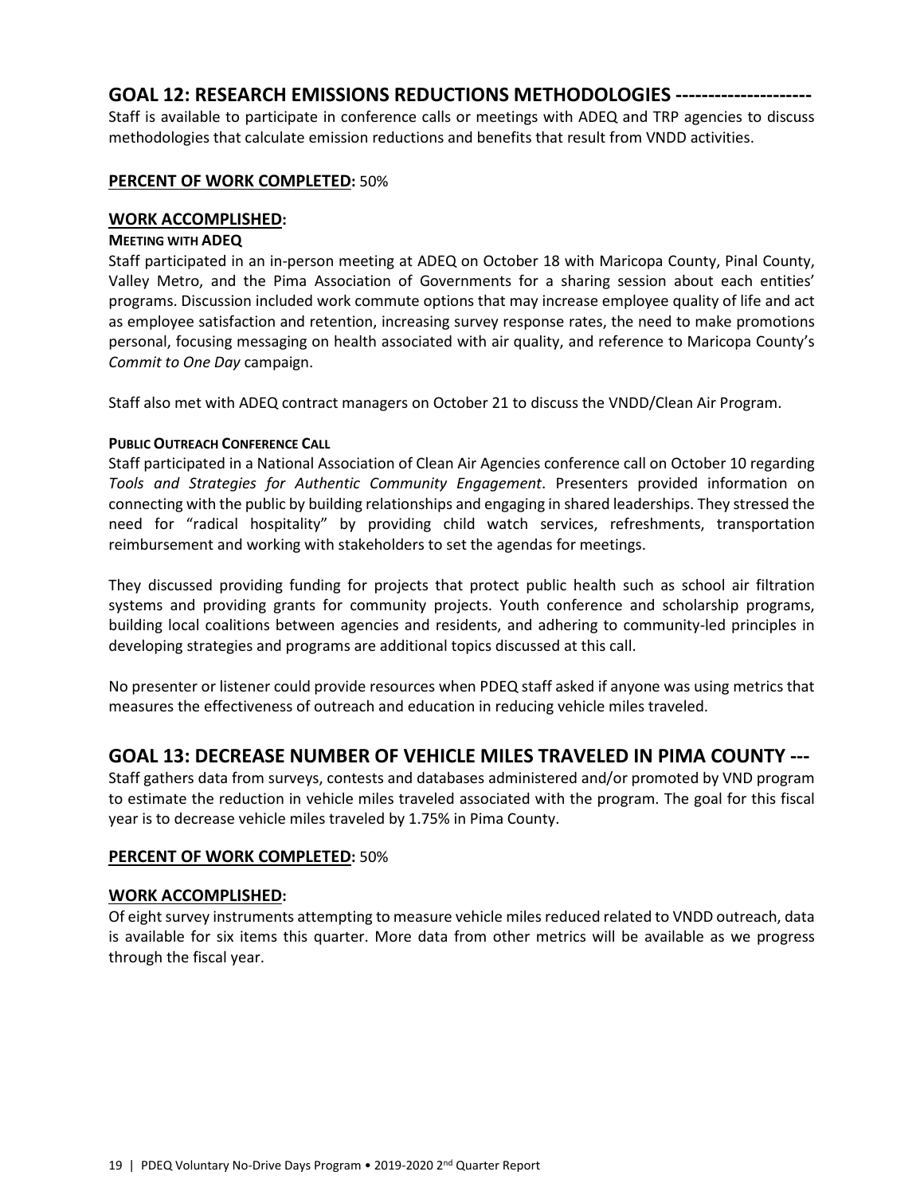## GOAL 12: RESEARCH EMISSIONS REDUCTIONS METHODOLOGIES --------------------

Staff is available to participate in conference calls or meetings with ADEQ and TRP agencies to discuss methodologies that calculate emission reductions and benefits that result from VNDD activities.

**PERCENT OF WORK COMPLETED:** 50%

**WORK ACCOMPLISHED:**

**MEETING WITH ADEQ**

Staff participated in an in-person meeting at ADEQ on October 18 with Maricopa County, Pinal County, Valley Metro, and the Pima Association of Governments for a sharing session about each entities' programs. Discussion included work commute options that may increase employee quality of life and act as employee satisfaction and retention, increasing survey response rates, the need to make promotions personal, focusing messaging on health associated with air quality, and reference to Maricopa County's *Commit to One Day* campaign.

Staff also met with ADEQ contract managers on October 21 to discuss the VNDD/Clean Air Program.

**PUBLIC OUTREACH CONFERENCE CALL**

Staff participated in a National Association of Clean Air Agencies conference call on October 10 regarding *Tools and Strategies for Authentic Community Engagement*. Presenters provided information on connecting with the public by building relationships and engaging in shared leaderships. They stressed the need for "radical hospitality" by providing child watch services, refreshments, transportation reimbursement and working with stakeholders to set the agendas for meetings.

They discussed providing funding for projects that protect public health such as school air filtration systems and providing grants for community projects. Youth conference and scholarship programs, building local coalitions between agencies and residents, and adhering to community-led principles in developing strategies and programs are additional topics discussed at this call.

No presenter or listener could provide resources when PDEQ staff asked if anyone was using metrics that measures the effectiveness of outreach and education in reducing vehicle miles traveled.

## GOAL 13: DECREASE NUMBER OF VEHICLE MILES TRAVELED IN PIMA COUNTY ---

Staff gathers data from surveys, contests and databases administered and/or promoted by VND program to estimate the reduction in vehicle miles traveled associated with the program. The goal for this fiscal year is to decrease vehicle miles traveled by 1.75% in Pima County.

**PERCENT OF WORK COMPLETED:** 50%

**WORK ACCOMPLISHED:**

Of eight survey instruments attempting to measure vehicle miles reduced related to VNDD outreach, data is available for six items this quarter. More data from other metrics will be available as we progress through the fiscal year.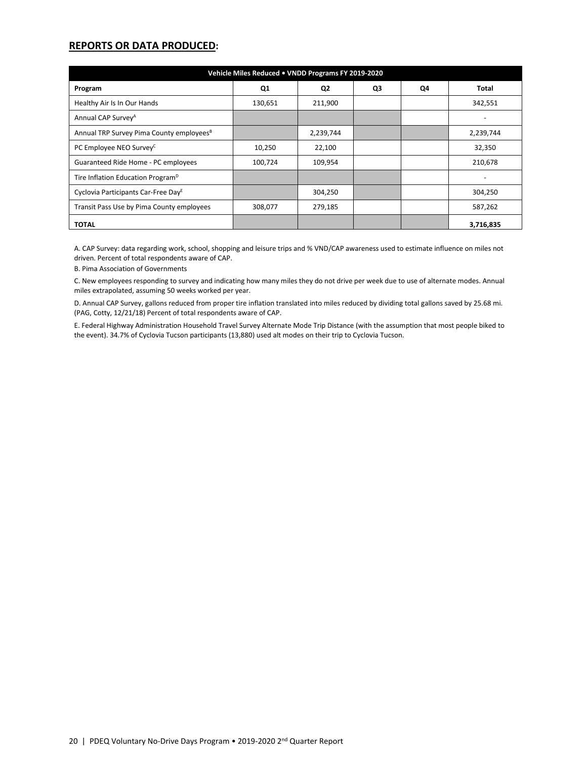## REPORTS OR DATA PRODUCED:

| Vehicle Miles Reduced • VNDD Programs FY 2019-2020 | | | | | |
|---|---|---|---|---|---|
| **Program** | **Q1** | **Q2** | **Q3** | **Q4** | **Total** |
| Healthy Air Is In Our Hands | 130,651 | 211,900 | | | 342,551 |
| Annual CAP Survey[A] | | | | | - |
| Annual TRP Survey Pima County employees[B] | | 2,239,744 | | | 2,239,744 |
| PC Employee NEO Survey[C] | 10,250 | 22,100 | | | 32,350 |
| Guaranteed Ride Home - PC employees | 100,724 | 109,954 | | | 210,678 |
| Tire Inflation Education Program[D] | | | | | - |
| Cyclovia Participants Car-Free Day[E] | | 304,250 | | | 304,250 |
| Transit Pass Use by Pima County employees | 308,077 | 279,185 | | | 587,262 |
| **TOTAL** | | | | | **3,716,835** |

A. CAP Survey: data regarding work, school, shopping and leisure trips and % VND/CAP awareness used to estimate influence on miles not driven. Percent of total respondents aware of CAP.

B. Pima Association of Governments

C. New employees responding to survey and indicating how many miles they do not drive per week due to use of alternate modes. Annual miles extrapolated, assuming 50 weeks worked per year.

D. Annual CAP Survey, gallons reduced from proper tire inflation translated into miles reduced by dividing total gallons saved by 25.68 mi. (PAG, Cotty, 12/21/18) Percent of total respondents aware of CAP.

E. Federal Highway Administration Household Travel Survey Alternate Mode Trip Distance (with the assumption that most people biked to the event). 34.7% of Cyclovia Tucson participants (13,880) used alt modes on their trip to Cyclovia Tucson.